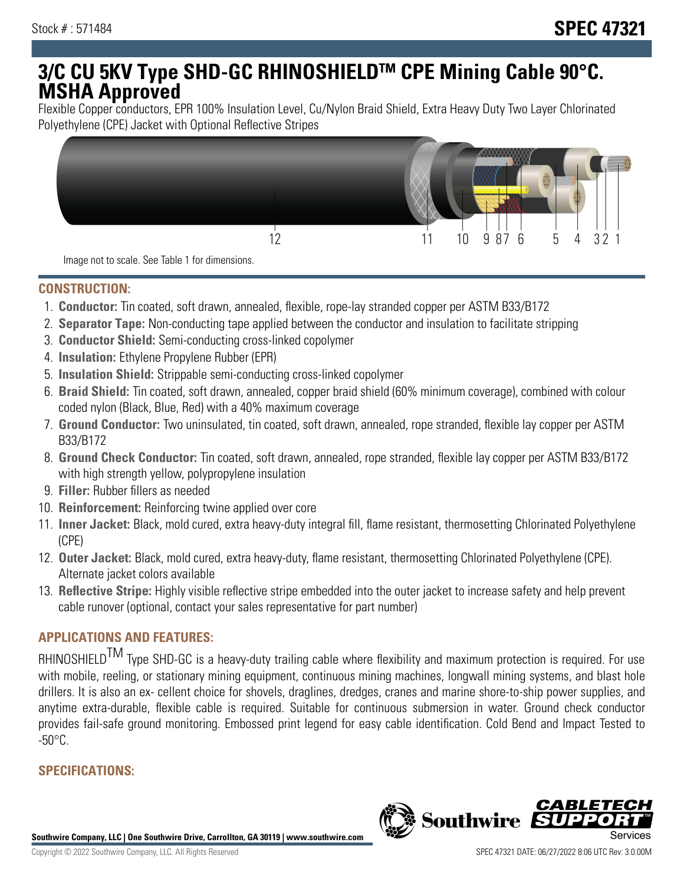Stock # : 571484

# SPEC 47321

# 3/C CU 5KV Type SHD-GC RHINOSHIELDTM CPE Mining Cable 90°C. MSHA Approved

Flexible Copper conductors, EPR 100% Insulation Level, Cu/Nylon Braid Shield, Extra Heavy Duty Two Layer Chlorinated Polyethylene (CPE) Jacket with Optional Reflective Stripes

Image not to scale. See Table 1 for dimensions.

## CONSTRUCTION:

1. **Conductor:** Tin coated, soft drawn, annealed, flexible, rope-lay stranded copper per ASTM B33/B172
2. **Separator Tape:** Non-conducting tape applied between the conductor and insulation to facilitate stripping
3. **Conductor Shield:** Semi-conducting cross-linked copolymer
4. **Insulation:** Ethylene Propylene Rubber (EPR)
5. **Insulation Shield:** Strippable semi-conducting cross-linked copolymer
6. **Braid Shield:** Tin coated, soft drawn, annealed, copper braid shield (60% minimum coverage), combined with colour coded nylon (Black, Blue, Red) with a 40% maximum coverage
7. **Ground Conductor:** Two uninsulated, tin coated, soft drawn, annealed, rope stranded, flexible lay copper per ASTM B33/B172
8. **Ground Check Conductor:** Tin coated, soft drawn, annealed, rope stranded, flexible lay copper per ASTM B33/B172 with high strength yellow, polypropylene insulation
9. **Filler:** Rubber fillers as needed
10. **Reinforcement:** Reinforcing twine applied over core
11. **Inner Jacket:** Black, mold cured, extra heavy-duty integral fill, flame resistant, thermosetting Chlorinated Polyethylene (CPE)
12. **Outer Jacket:** Black, mold cured, extra heavy-duty, flame resistant, thermosetting Chlorinated Polyethylene (CPE). Alternate jacket colors available
13. **Reflective Stripe:** Highly visible reflective stripe embedded into the outer jacket to increase safety and help prevent cable runover (optional, contact your sales representative for part number)

## APPLICATIONS AND FEATURES:

RHINOSHIELDTM Type SHD-GC is a heavy-duty trailing cable where flexibility and maximum protection is required. For use with mobile, reeling, or stationary mining equipment, continuous mining machines, longwall mining systems, and blast hole drillers. It is also an ex- cellent choice for shovels, draglines, dredges, cranes and marine shore-to-ship power supplies, and anytime extra-durable, flexible cable is required. Suitable for continuous submersion in water. Ground check conductor provides fail-safe ground monitoring. Embossed print legend for easy cable identification. Cold Bend and Impact Tested to -50°C.

## SPECIFICATIONS: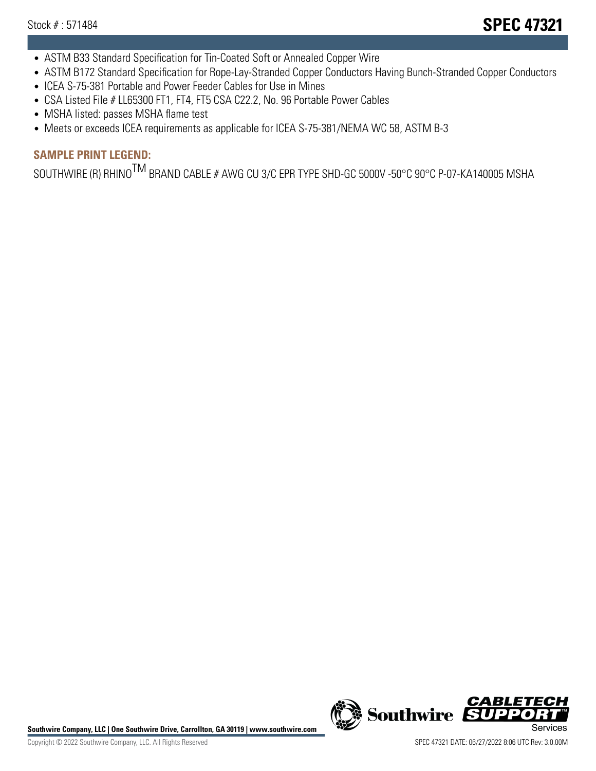- ASTM B33 Standard Specification for Tin-Coated Soft or Annealed Copper Wire
- ASTM B172 Standard Specification for Rope-Lay-Stranded Copper Conductors Having Bunch-Stranded Copper Conductors
- ICEA S-75-381 Portable and Power Feeder Cables for Use in Mines
- CSA Listed File # LL65300 FT1, FT4, FT5 CSA C22.2, No. 96 Portable Power Cables
- MSHA listed: passes MSHA flame test
- Meets or exceeds ICEA requirements as applicable for ICEA S-75-381/NEMA WC 58, ASTM B-3

## SAMPLE PRINT LEGEND:

SOUTHWIRE (R) RHINO™ BRAND CABLE # AWG CU 3/C EPR TYPE SHD-GC 5000V -50°C 90°C P-07-KA140005 MSHA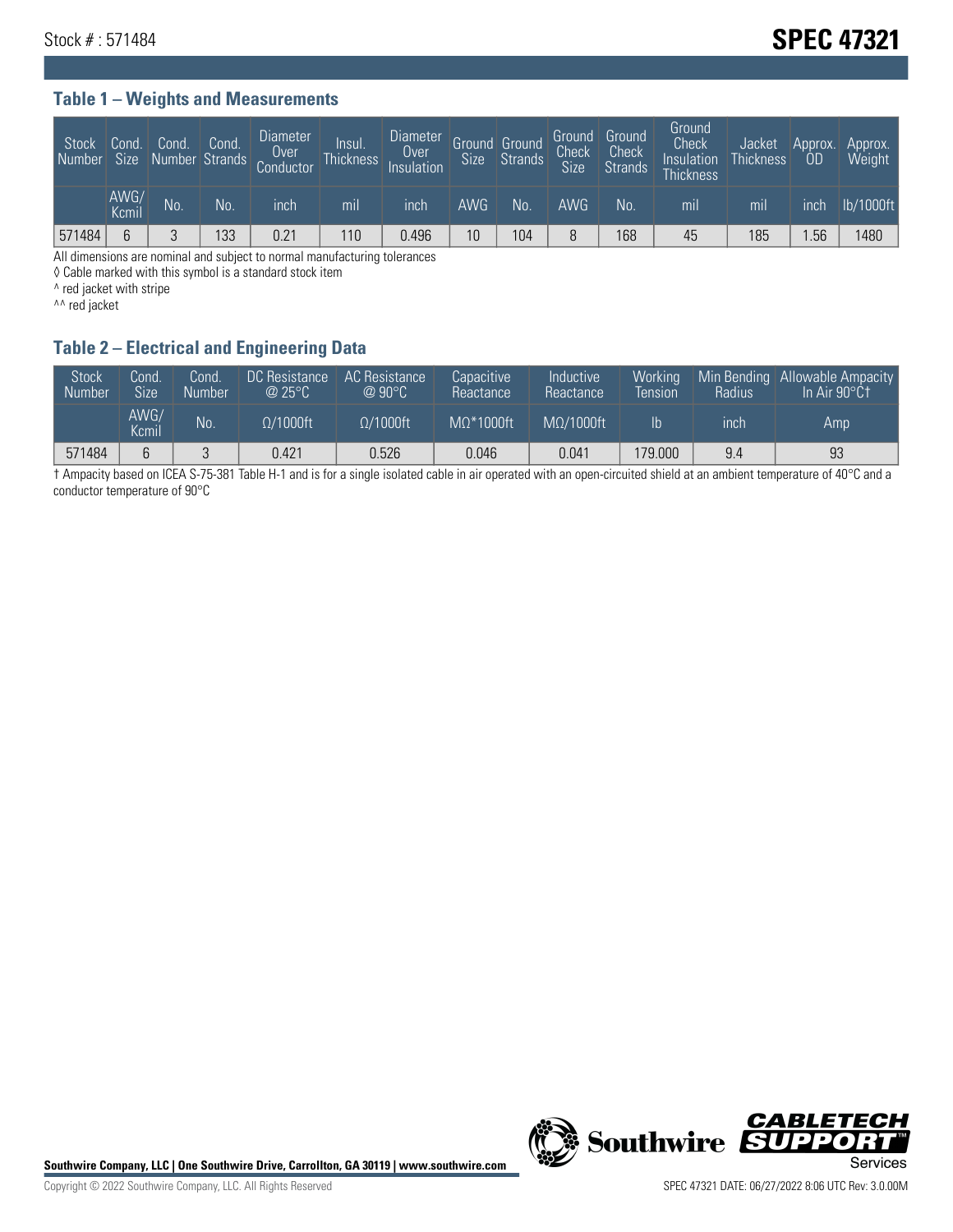Stock # : 571484

# SPEC 47321

## Table 1 – Weights and Measurements

| Stock Number | Cond. Size | Cond. Number | Cond. Strands | Diameter Over Conductor | Insul. Thickness | Diameter Over Insulation | Ground Size | Ground Strands | Ground Check Size | Ground Check Strands | Ground Check Insulation Thickness | Jacket Thickness | Approx. OD | Approx. Weight |
|---|---|---|---|---|---|---|---|---|---|---|---|---|---|---|
| | AWG/ Kcmil | No. | No. | inch | mil | inch | AWG | No. | AWG | No. | mil | mil | inch | lb/1000ft |
| 571484 | 6 | 3 | 133 | 0.21 | 110 | 0.496 | 10 | 104 | 8 | 168 | 45 | 185 | 1.56 | 1480 |

All dimensions are nominal and subject to normal manufacturing tolerances

◊ Cable marked with this symbol is a standard stock item

^ red jacket with stripe

^^ red jacket

## Table 2 – Electrical and Engineering Data

| Stock Number | Cond. Size | Cond. Number | DC Resistance @ 25°C | AC Resistance @ 90°C | Capacitive Reactance | Inductive Reactance | Working Tension | Min Bending Radius | Allowable Ampacity In Air 90°C† |
|---|---|---|---|---|---|---|---|---|---|
| | AWG/ Kcmil | No. | Ω/1000ft | Ω/1000ft | MΩ*1000ft | MΩ/1000ft | lb | inch | Amp |
| 571484 | 6 | 3 | 0.421 | 0.526 | 0.046 | 0.041 | 179.000 | 9.4 | 93 |

† Ampacity based on ICEA S-75-381 Table H-1 and is for a single isolated cable in air operated with an open-circuited shield at an ambient temperature of 40°C and a conductor temperature of 90°C

Southwire Company, LLC | One Southwire Drive, Carrollton, GA 30119 | www.southwire.com

Copyright © 2022 Southwire Company, LLC. All Rights Reserved

SPEC 47321 DATE: 06/27/2022 8:06 UTC Rev: 3.0.00M